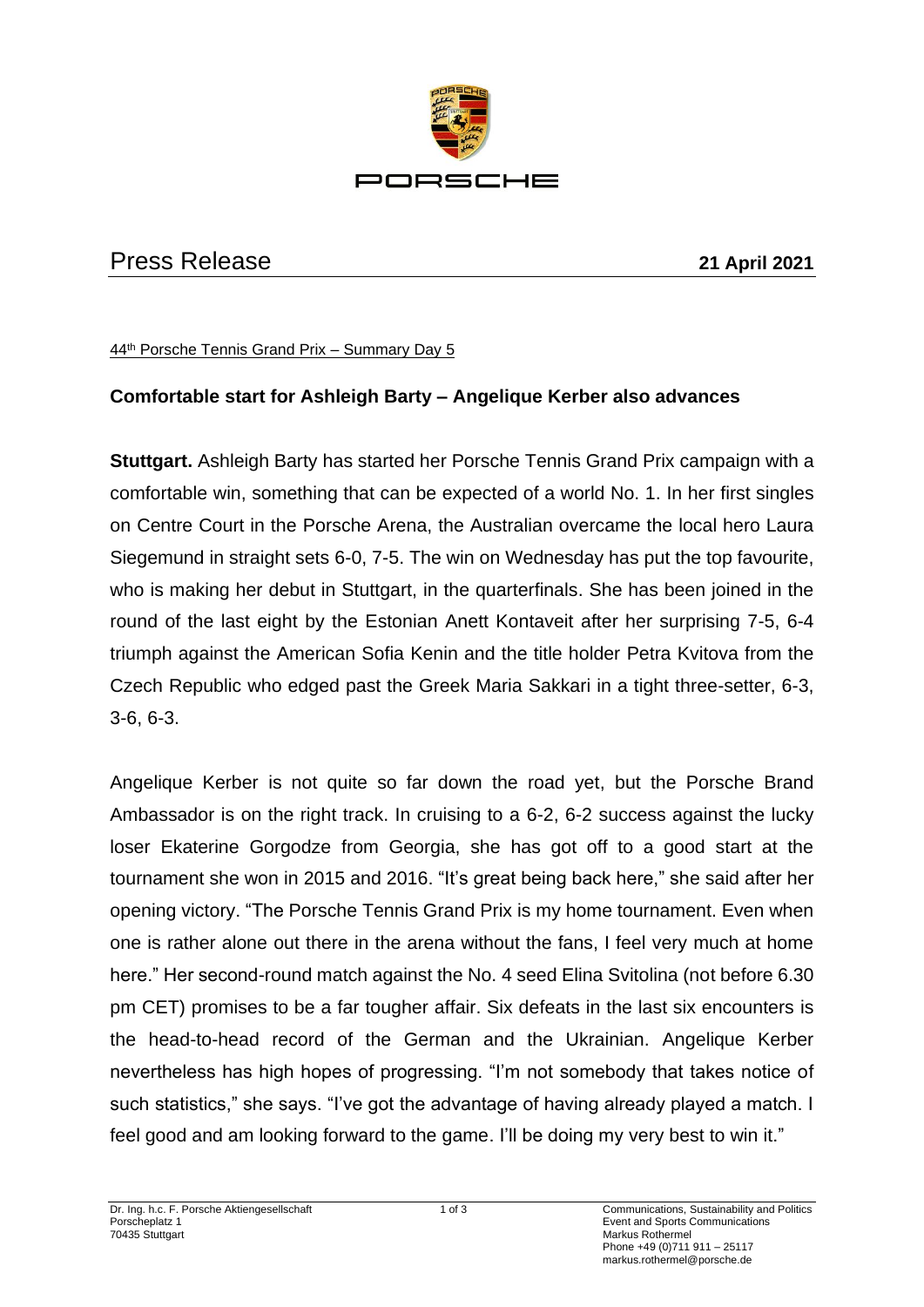# Press Release

**21 April 2021**

44th Porsche Tennis Grand Prix – Summary Day 5

## Comfortable start for Ashleigh Barty – Angelique Kerber also advances

**Stuttgart.** Ashleigh Barty has started her Porsche Tennis Grand Prix campaign with a comfortable win, something that can be expected of a world No. 1. In her first singles on Centre Court in the Porsche Arena, the Australian overcame the local hero Laura Siegemund in straight sets 6-0, 7-5. The win on Wednesday has put the top favourite, who is making her debut in Stuttgart, in the quarterfinals. She has been joined in the round of the last eight by the Estonian Anett Kontaveit after her surprising 7-5, 6-4 triumph against the American Sofia Kenin and the title holder Petra Kvitova from the Czech Republic who edged past the Greek Maria Sakkari in a tight three-setter, 6-3, 3-6, 6-3.

Angelique Kerber is not quite so far down the road yet, but the Porsche Brand Ambassador is on the right track. In cruising to a 6-2, 6-2 success against the lucky loser Ekaterine Gorgodze from Georgia, she has got off to a good start at the tournament she won in 2015 and 2016. "It's great being back here," she said after her opening victory. "The Porsche Tennis Grand Prix is my home tournament. Even when one is rather alone out there in the arena without the fans, I feel very much at home here." Her second-round match against the No. 4 seed Elina Svitolina (not before 6.30 pm CET) promises to be a far tougher affair. Six defeats in the last six encounters is the head-to-head record of the German and the Ukrainian. Angelique Kerber nevertheless has high hopes of progressing. "I'm not somebody that takes notice of such statistics," she says. "I've got the advantage of having already played a match. I feel good and am looking forward to the game. I'll be doing my very best to win it."

Dr. Ing. h.c. F. Porsche Aktiengesellschaft
Porscheplatz 1
70435 Stuttgart

Communications, Sustainability and Politics
Event and Sports Communications
Markus Rothermel
Phone +49 (0)711 911 – 25117
markus.rothermel@porsche.de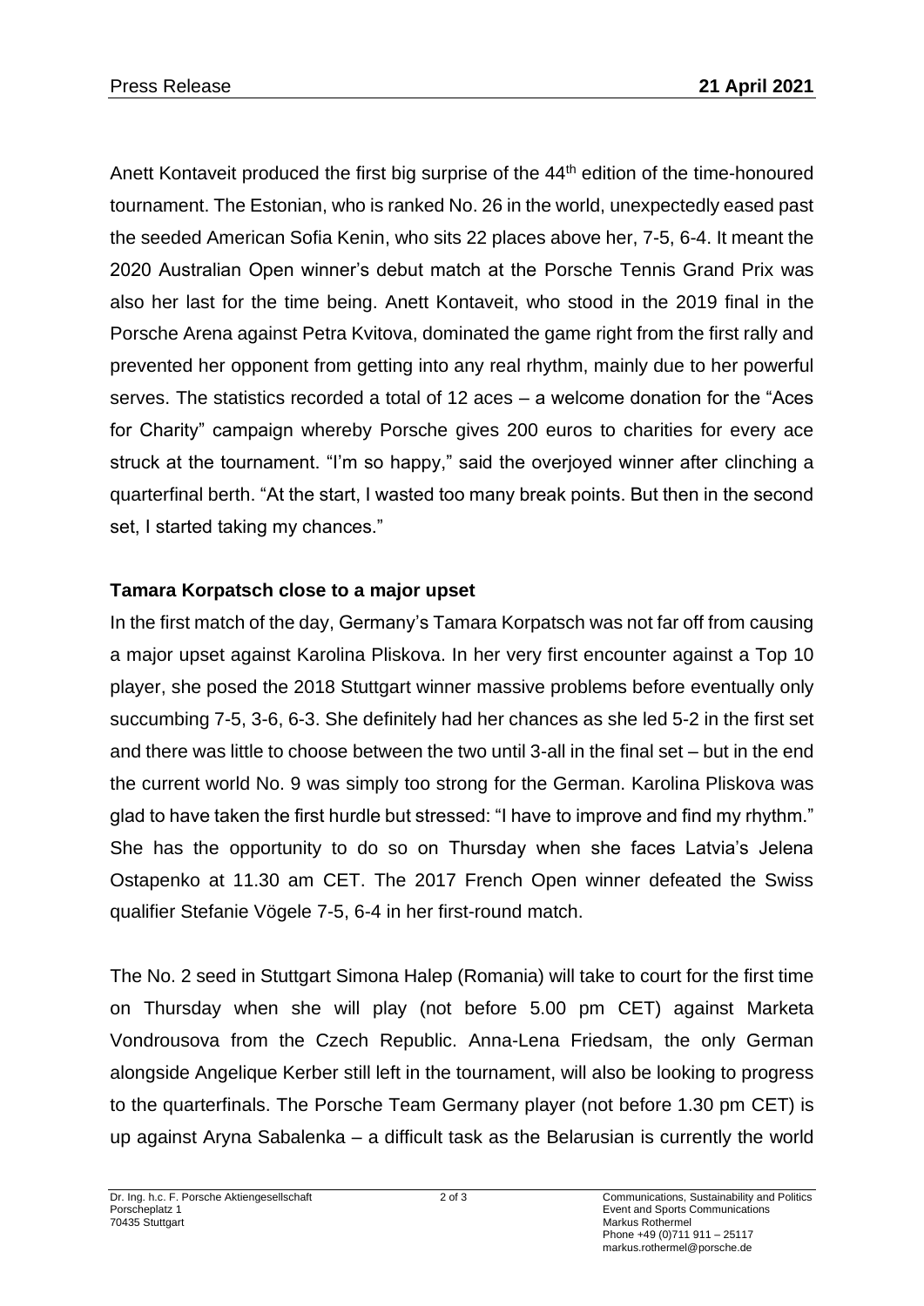Anett Kontaveit produced the first big surprise of the 44th edition of the time-honoured tournament. The Estonian, who is ranked No. 26 in the world, unexpectedly eased past the seeded American Sofia Kenin, who sits 22 places above her, 7-5, 6-4. It meant the 2020 Australian Open winner's debut match at the Porsche Tennis Grand Prix was also her last for the time being. Anett Kontaveit, who stood in the 2019 final in the Porsche Arena against Petra Kvitova, dominated the game right from the first rally and prevented her opponent from getting into any real rhythm, mainly due to her powerful serves. The statistics recorded a total of 12 aces – a welcome donation for the "Aces for Charity" campaign whereby Porsche gives 200 euros to charities for every ace struck at the tournament. "I'm so happy," said the overjoyed winner after clinching a quarterfinal berth. "At the start, I wasted too many break points. But then in the second set, I started taking my chances."

**Tamara Korpatsch close to a major upset**

In the first match of the day, Germany's Tamara Korpatsch was not far off from causing a major upset against Karolina Pliskova. In her very first encounter against a Top 10 player, she posed the 2018 Stuttgart winner massive problems before eventually only succumbing 7-5, 3-6, 6-3. She definitely had her chances as she led 5-2 in the first set and there was little to choose between the two until 3-all in the final set – but in the end the current world No. 9 was simply too strong for the German. Karolina Pliskova was glad to have taken the first hurdle but stressed: "I have to improve and find my rhythm." She has the opportunity to do so on Thursday when she faces Latvia's Jelena Ostapenko at 11.30 am CET. The 2017 French Open winner defeated the Swiss qualifier Stefanie Vögele 7-5, 6-4 in her first-round match.

The No. 2 seed in Stuttgart Simona Halep (Romania) will take to court for the first time on Thursday when she will play (not before 5.00 pm CET) against Marketa Vondrousova from the Czech Republic. Anna-Lena Friedsam, the only German alongside Angelique Kerber still left in the tournament, will also be looking to progress to the quarterfinals. The Porsche Team Germany player (not before 1.30 pm CET) is up against Aryna Sabalenka – a difficult task as the Belarusian is currently the world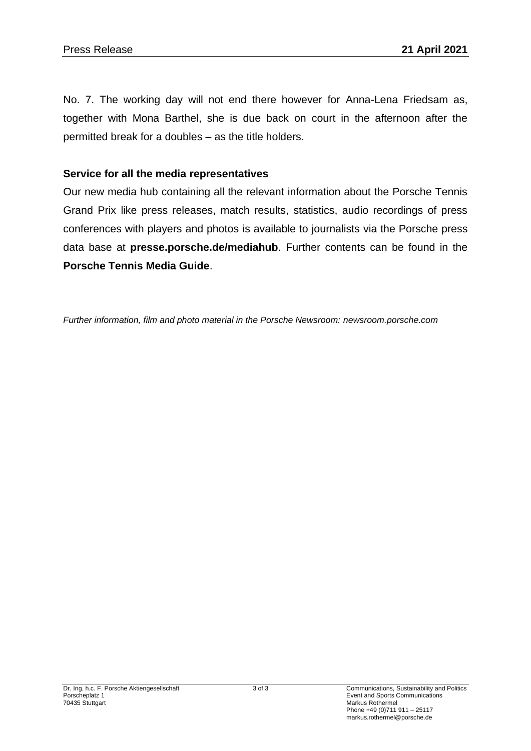No. 7. The working day will not end there however for Anna-Lena Friedsam as, together with Mona Barthel, she is due back on court in the afternoon after the permitted break for a doubles – as the title holders.

**Service for all the media representatives**

Our new media hub containing all the relevant information about the Porsche Tennis Grand Prix like press releases, match results, statistics, audio recordings of press conferences with players and photos is available to journalists via the Porsche press data base at **presse.porsche.de/mediahub**. Further contents can be found in the **Porsche Tennis Media Guide**.

*Further information, film and photo material in the Porsche Newsroom: newsroom.porsche.com*

Dr. Ing. h.c. F. Porsche Aktiengesellschaft
Porscheplatz 1
70435 Stuttgart

Communications, Sustainability and Politics
Event and Sports Communications
Markus Rothermel
Phone +49 (0)711 911 – 25117
markus.rothermel@porsche.de